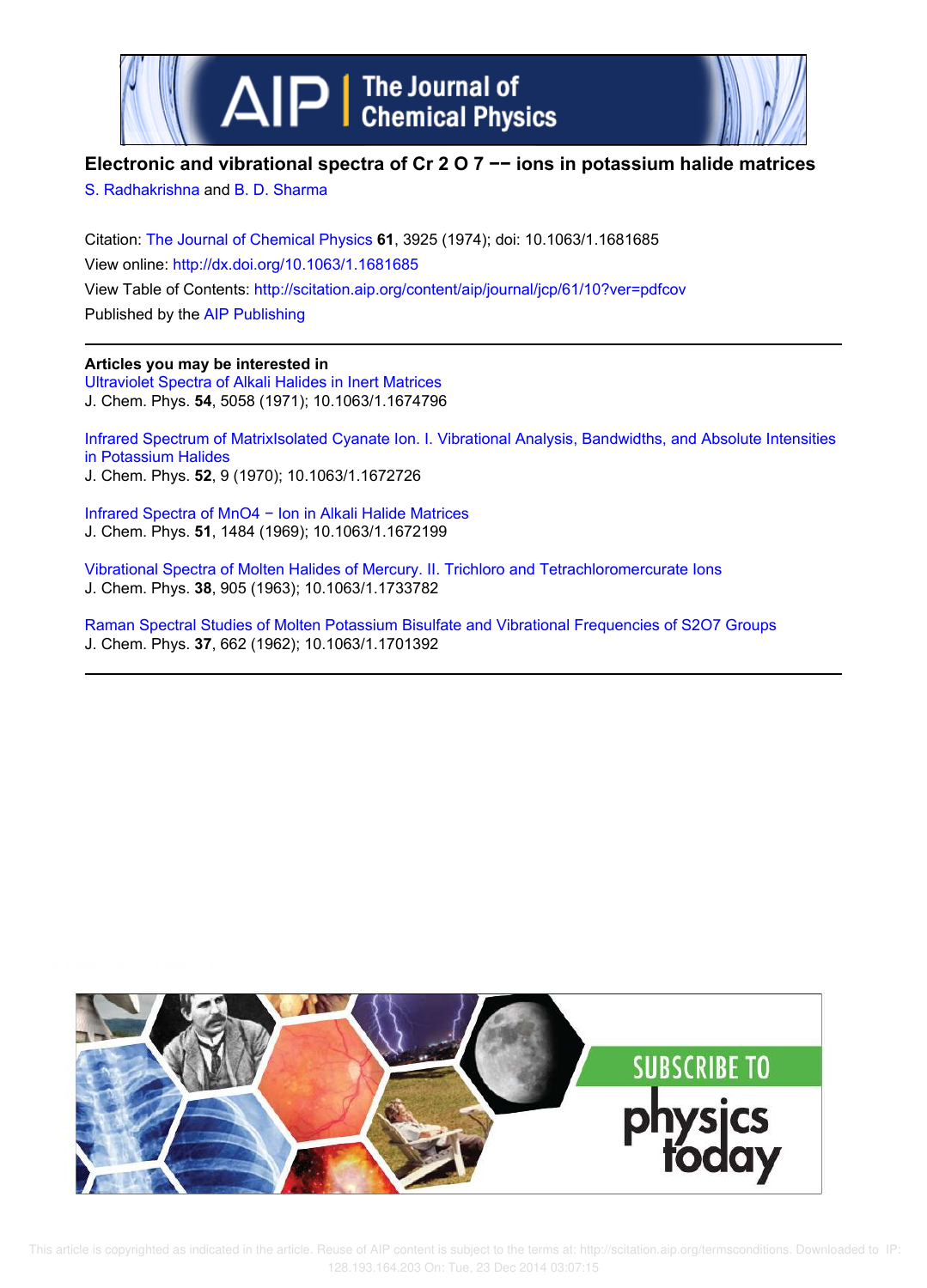# Electronic and vibrational spectra of $Cr_2O_7^{--}$ ions in potassium halide matrices

S. Radhakrishna and B. D. Sharma

Citation: The Journal of Chemical Physics **61**, 3925 (1974); doi: 10.1063/1.1681685

View online: http://dx.doi.org/10.1063/1.1681685

View Table of Contents: http://scitation.aip.org/content/aip/journal/jcp/61/10?ver=pdfcov

Published by the AIP Publishing

**Articles you may be interested in**

Ultraviolet Spectra of Alkali Halides in Inert Matrices
J. Chem. Phys. **54**, 5058 (1971); 10.1063/1.1674796

Infrared Spectrum of MatrixIsolated Cyanate Ion. I. Vibrational Analysis, Bandwidths, and Absolute Intensities in Potassium Halides
J. Chem. Phys. **52**, 9 (1970); 10.1063/1.1672726

Infrared Spectra of $MnO_4^-$ Ion in Alkali Halide Matrices
J. Chem. Phys. **51**, 1484 (1969); 10.1063/1.1672199

Vibrational Spectra of Molten Halides of Mercury. II. Trichloro and Tetrachloromercurate Ions
J. Chem. Phys. **38**, 905 (1963); 10.1063/1.1733782

Raman Spectral Studies of Molten Potassium Bisulfate and Vibrational Frequencies of $S_2O_7$ Groups
J. Chem. Phys. **37**, 662 (1962); 10.1063/1.1701392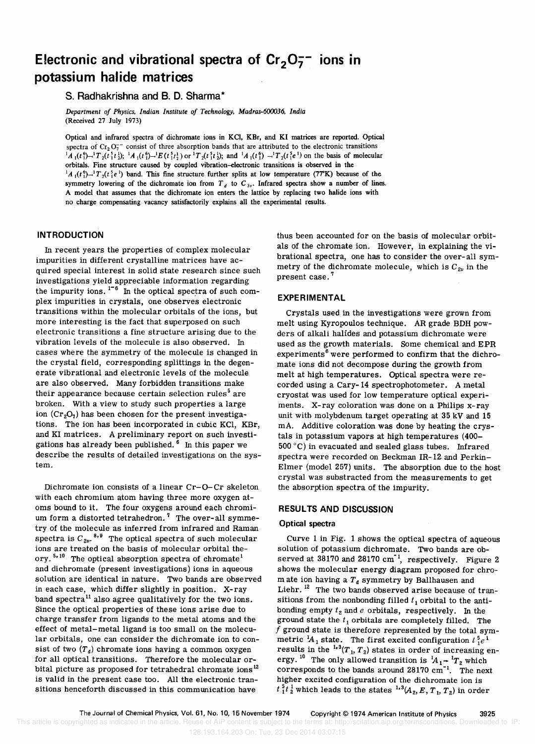# Electronic and vibrational spectra of $Cr_2O_7^{--}$ ions in potassium halide matrices

S. Radhakrishna and B. D. Sharma*

*Department of Physics, Indian Institute of Technology, Madras-600036, India*
(Received 27 July 1973)

Optical and infrared spectra of dichromate ions in KCl, KBr, and KI matrices are reported. Optical spectra of $Cr_2O_7^{--}$ consist of three absorption bands that are attributed to the electronic transitions ${}^1A_1(t_1^6) \rightarrow {}^1T_2(t_1^5 t_2^1)$; ${}^1A_1(t_1^6) \rightarrow {}^1E(t_1^5 t_2^1)$ or ${}^1T_2(t_1^5 t_2^1)$; and ${}^1A_1(t_1^6) \rightarrow {}^1T_2(t_1^5 e^1)$ on the basis of molecular orbitals. Fine structure caused by coupled vibration–electronic transitions is observed in the ${}^1A_1(t_1^6) \rightarrow {}^1T_2(t_1^5 e^1)$ band. This fine structure further splits at low temperature (77°K) because of the symmetry lowering of the dichromate ion from $T_d$ to $C_{3v}$. Infrared spectra show a number of lines. A model that assumes that the dichromate ion enters the lattice by replacing two halide ions with no charge compensating vacancy satisfactorily explains all the experimental results.

## INTRODUCTION

In recent years the properties of complex molecular impurities in different crystalline matrices have acquired special interest in solid state research since such investigations yield appreciable information regarding the impurity ions.[1-6] In the optical spectra of such complex impurities in crystals, one observes electronic transitions within the molecular orbitals of the ions, but more interesting is the fact that superposed on such electronic transitions a fine structure arising due to the vibration levels of the molecule is also observed. In cases where the symmetry of the molecule is changed in the crystal field, corresponding splittings in the degenerate vibrational and electronic levels of the molecule are also observed. Many forbidden transitions make their appearance because certain selection rules[5] are broken. With a view to study such properties a large ion ($Cr_2O_7$) has been chosen for the present investigations. The ion has been incorporated in cubic KCl, KBr, and KI matrices. A preliminary report on such investigations has already been published.[6] In this paper we describe the results of detailed investigations on the system.

Dichromate ion consists of a linear Cr–O–Cr skeleton with each chromium atom having three more oxygen atoms bound to it. The four oxygens around each chromium form a distorted tetrahedron.[7] The over-all symmetry of the molecule as inferred from infrared and Raman spectra is $C_{2v}$.[8,9] The optical spectra of such molecular ions are treated on the basis of molecular orbital theory.[5,10] The optical absorption spectra of chromate[1] and dichromate (present investigations) ions in aqueous solution are identical in nature. Two bands are observed in each case, which differ slightly in position. X-ray band spectra[11] also agree qualitatively for the two ions. Since the optical properties of these ions arise due to charge transfer from ligands to the metal atoms and the effect of metal–metal ligand is too small on the molecular orbitals, one can consider the dichromate ion to consist of two ($T_d$) chromate ions having a common oxygen for all optical transitions. Therefore the molecular orbital picture as proposed for tetrahedral chromate ions[12] is valid in the present case too. All the electronic transitions henceforth discussed in this communication have thus been accounted for on the basis of molecular orbitals of the chromate ion. However, in explaining the vibrational spectra, one has to consider the over-all symmetry of the dichromate molecule, which is $C_{2v}$ in the present case.[7]

## EXPERIMENTAL

Crystals used in the investigations were grown from melt using Kyropoulos technique. AR grade BDH powders of alkali halides and potassium dichromate were used as the growth materials. Some chemical and EPR experiments[6] were performed to confirm that the dichromate ions did not decompose during the growth from melt at high temperatures. Optical spectra were recorded using a Cary-14 spectrophotometer. A metal cryostat was used for low temperature optical experiments. X-ray coloration was done on a Philips x-ray unit with molybdenum target operating at 35 kV and 15 mA. Additive coloration was done by heating the crystals in potassium vapors at high temperatures (400–500 °C) in evacuated and sealed glass tubes. Infrared spectra were recorded on Beckman IR-12 and Perkin-Elmer (model 257) units. The absorption due to the host crystal was substracted from the measurements to get the absorption spectra of the impurity.

## RESULTS AND DISCUSSION

### Optical spectra

Curve 1 in Fig. 1 shows the optical spectra of aqueous solution of potassium dichromate. Two bands are observed at 38170 and 28170 cm$^{-1}$, respectively. Figure 2 shows the molecular energy diagram proposed for chromate ion having a $T_d$ symmetry by Ballhausen and Liehr.[12] The two bands observed arise because of transitions from the nonbonding filled $t_1$ orbital to the antibonding empty $t_2$ and $e$ orbitals, respectively. In the ground state the $t_1$ orbitals are completely filled. The $f$ ground state is therefore represented by the total symmetric ${}^1A_1$ state. The first excited configuration $t_1^5 e^1$ results in the ${}^{1,3}(T_1, T_2)$ states in order of increasing energy.[10] The only allowed transition is ${}^1A_1 \rightarrow {}^1T_2$ which corresponds to the bands around 28170 cm$^{-1}$. The next higher excited configuration of the dichromate ion is $t_1^5 t_2^1$ which leads to the states ${}^{1,3}(A_2, E, T_1, T_2)$ in order

*Copyright © 1974 American Institute of Physics*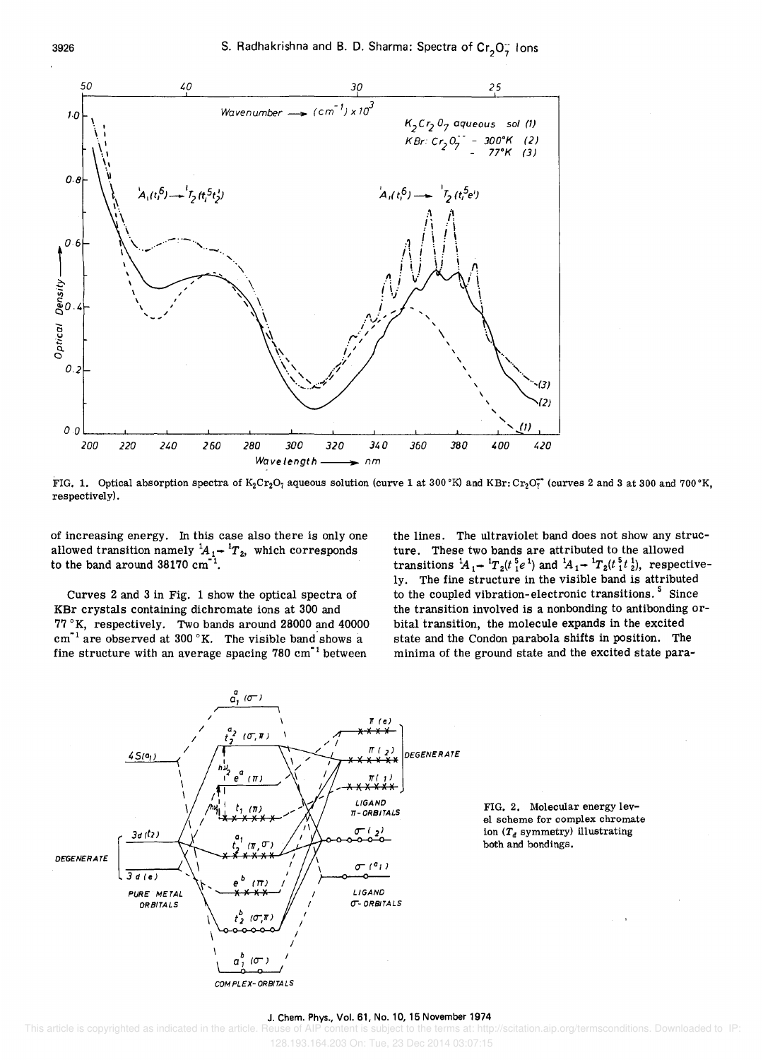of increasing energy. In this case also there is only one allowed transition namely ${}^1A_1 \rightarrow {}^1T_2$, which corresponds to the band around 38170 $cm^{-1}$.

Curves 2 and 3 in Fig. 1 show the optical spectra of KBr crystals containing dichromate ions at 300 and 77 °K, respectively. Two bands around 28000 and 40000 $cm^{-1}$ are observed at 300 °K. The visible band shows a fine structure with an average spacing 780 $cm^{-1}$ between the lines. The ultraviolet band does not show any structure. These two bands are attributed to the allowed transitions ${}^1A_1 \rightarrow {}^1T_2(t_1^5e^1)$ and ${}^1A_1 \rightarrow {}^1T_2(t_1^5t_2^1)$, respectively. The fine structure in the visible band is attributed to the coupled vibration-electronic transitions.[5] Since the transition involved is a nonbonding to antibonding orbital transition, the molecule expands in the excited state and the Condon parabola shifts in position. The minima of the ground state and the excited state para-

FIG. 1. Optical absorption spectra of $K_2Cr_2O_7$ aqueous solution (curve 1 at 300 °K) and KBr:$Cr_2O_7^{=}$ (curves 2 and 3 at 300 and 700 °K, respectively).

FIG. 2. Molecular energy level scheme for complex chromate ion ($T_d$ symmetry) illustrating both and bondings.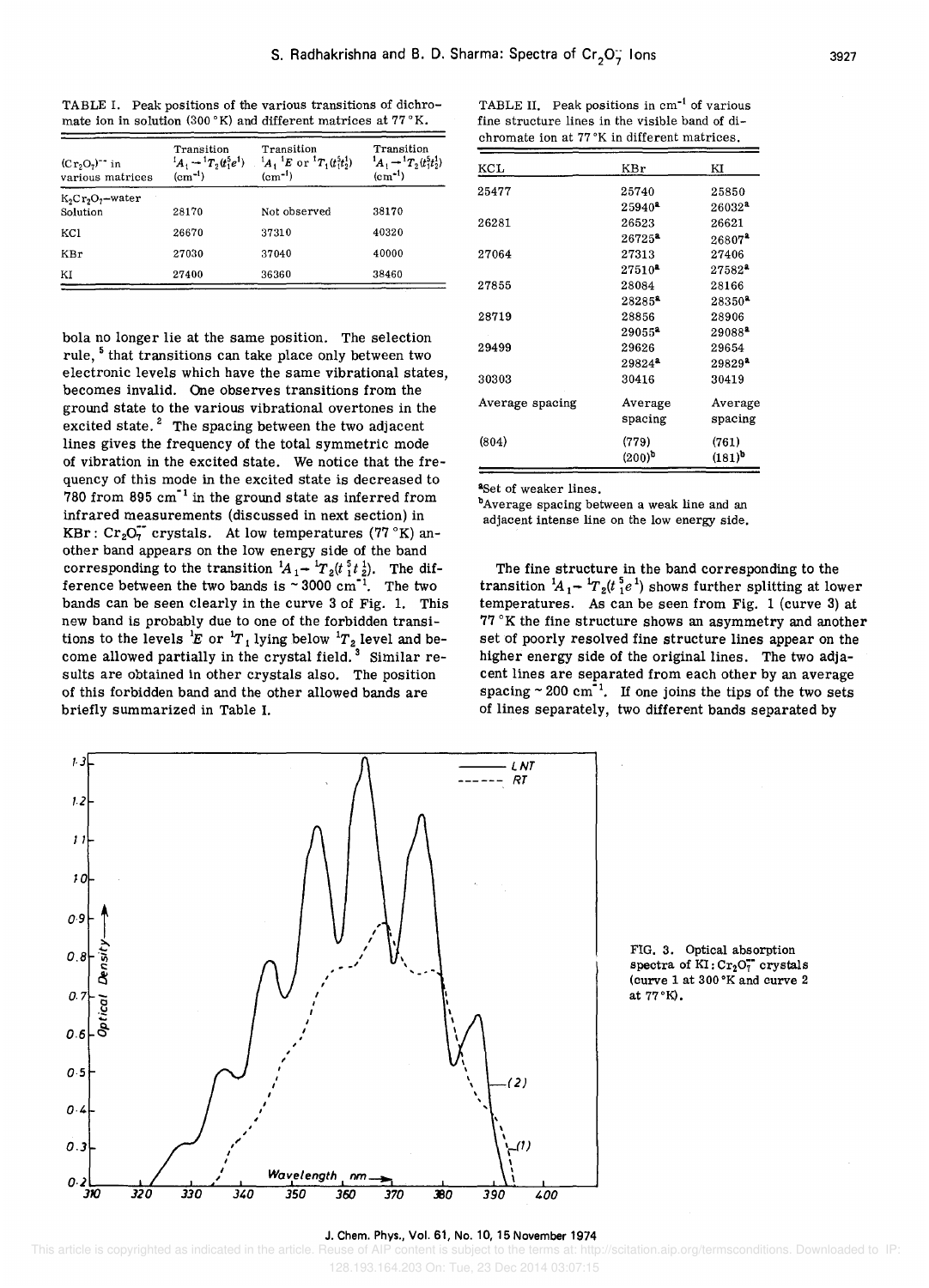TABLE I. Peak positions of the various transitions of dichromate ion in solution (300 °K) and different matrices at 77 °K.

| $(Cr_2O_7)^{--}$ in various matrices | Transition $^1A_1 \rightarrow {}^1T_2(t_1^5e^1)$ (cm$^{-1}$) | Transition $^1A_1$ $^1E$ or $^1T_1(t_1^5t_2^1)$ (cm$^{-1}$) | Transition $^1A_1 \rightarrow {}^1T_2(t_1^5t_2^1)$ (cm$^{-1}$) |
|---|---|---|---|
| $K_2Cr_2O_7$–water Solution | 28170 | Not observed | 38170 |
| KCl | 26670 | 37310 | 40320 |
| KBr | 27030 | 37040 | 40000 |
| KI | 27400 | 36360 | 38460 |

bola no longer lie at the same position. The selection rule,[5] that transitions can take place only between two electronic levels which have the same vibrational states, becomes invalid. One observes transitions from the ground state to the various vibrational overtones in the excited state.[2] The spacing between the two adjacent lines gives the frequency of the total symmetric mode of vibration in the excited state. We notice that the frequency of this mode in the excited state is decreased to 780 from 895 cm$^{-1}$ in the ground state as inferred from infrared measurements (discussed in next section) in KBr : $Cr_2O_7^{--}$ crystals. At low temperatures (77 °K) another band appears on the low energy side of the band corresponding to the transition $^1A_1 \rightarrow {}^1T_2(t_1^5t_2^1)$. The difference between the two bands is ~ 3000 cm$^{-1}$. The two bands can be seen clearly in the curve 3 of Fig. 1. This new band is probably due to one of the forbidden transitions to the levels $^1E$ or $^1T_1$ lying below $^1T_2$ level and become allowed partially in the crystal field.[3] Similar results are obtained in other crystals also. The position of this forbidden band and the other allowed bands are briefly summarized in Table I.

TABLE II. Peak positions in cm$^{-1}$ of various fine structure lines in the visible band of dichromate ion at 77 °K in different matrices.

| KCL | KBr | KI |
|---|---|---|
| 25477 | 25740 | 25850 |
| | 25940[a] | 26032[a] |
| 26281 | 26523 | 26621 |
| | 26725[a] | 26807[a] |
| 27064 | 27313 | 27406 |
| | 27510[a] | 27582[a] |
| 27855 | 28084 | 28166 |
| | 28285[a] | 28350[a] |
| 28719 | 28856 | 28906 |
| | 29055[a] | 29088[a] |
| 29499 | 29626 | 29654 |
| | 29824[a] | 29829[a] |
| 30303 | 30416 | 30419 |
| Average spacing | Average spacing | Average spacing |
| (804) | (779) | (761) |
| | (200)[b] | (181)[b] |

[a]Set of weaker lines.

[b]Average spacing between a weak line and an adjacent intense line on the low energy side.

The fine structure in the band corresponding to the transition $^1A_1 \rightarrow {}^1T_2(t_1^5e^1)$ shows further splitting at lower temperatures. As can be seen from Fig. 1 (curve 3) at 77 °K the fine structure shows an asymmetry and another set of poorly resolved fine structure lines appear on the higher energy side of the original lines. The two adjacent lines are separated from each other by an average spacing ~ 200 cm$^{-1}$. If one joins the tips of the two sets of lines separately, two different bands separated by

FIG. 3. Optical absorption spectra of KI : $Cr_2O_7^{--}$ crystals (curve 1 at 300 °K and curve 2 at 77 °K).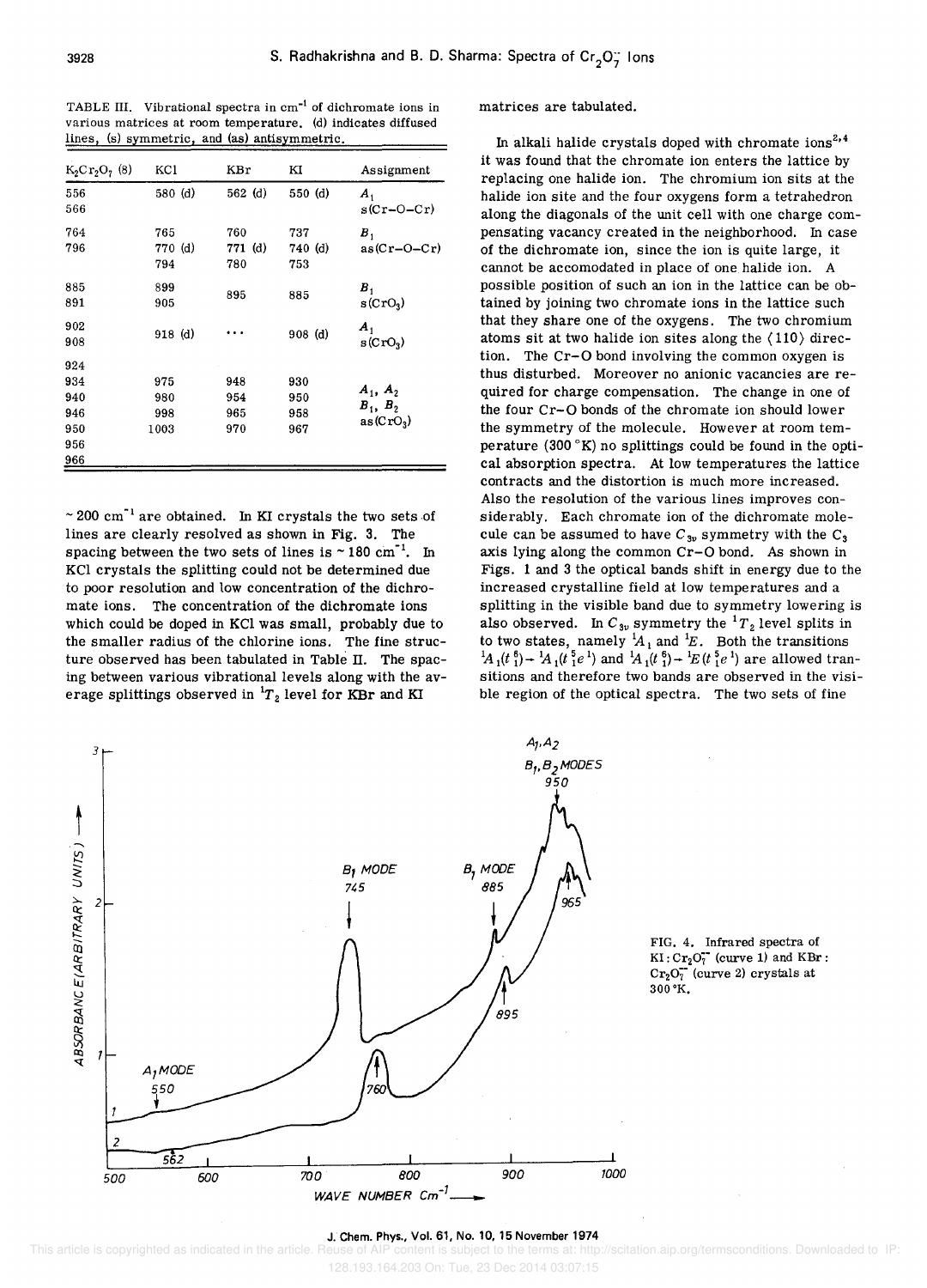TABLE III. Vibrational spectra in $cm^{-1}$ of dichromate ions in various matrices at room temperature. (d) indicates diffused lines, (s) symmetric, and (as) antisymmetric.

| $K_2Cr_2O_7$ (8) | KCl | KBr | KI | Assignment |
|---|---|---|---|---|
| 556<br>566 | 580 (d) | 562 (d) | 550 (d) | $A_1$<br>s(Cr–O–Cr) |
| 764<br>796 | 765<br>770 (d)<br>794 | 760<br>771 (d)<br>780 | 737<br>740 (d)<br>753 | $B_1$<br>as(Cr–O–Cr) |
| 885<br>891 | 899<br>905 | 895 | 885 | $B_1$<br>s($CrO_3$) |
| 902<br>908 | 918 (d) | ... | 908 (d) | $A_1$<br>s($CrO_3$) |
| 924<br>934<br>940<br>946<br>950<br>956<br>966 | 975<br>980<br>998<br>1003 | 948<br>954<br>965<br>970 | 930<br>950<br>958<br>967 | $A_1$, $A_2$<br>$B_1$, $B_2$<br>as($CrO_3$) |

~ 200 $cm^{-1}$ are obtained. In KI crystals the two sets of lines are clearly resolved as shown in Fig. 3. The spacing between the two sets of lines is ~ 180 $cm^{-1}$. In KCl crystals the splitting could not be determined due to poor resolution and low concentration of the dichromate ions. The concentration of the dichromate ions which could be doped in KCl was small, probably due to the smaller radius of the chlorine ions. The fine structure observed has been tabulated in Table II. The spacing between various vibrational levels along with the average splittings observed in $^1T_2$ level for KBr and KI matrices are tabulated.

In alkali halide crystals doped with chromate ions[2,4] it was found that the chromate ion enters the lattice by replacing one halide ion. The chromium ion sits at the halide ion site and the four oxygens form a tetrahedron along the diagonals of the unit cell with one charge compensating vacancy created in the neighborhood. In case of the dichromate ion, since the ion is quite large, it cannot be accomodated in place of one halide ion. A possible position of such an ion in the lattice can be obtained by joining two chromate ions in the lattice such that they share one of the oxygens. The two chromium atoms sit at two halide ion sites along the ⟨110⟩ direction. The Cr–O bond involving the common oxygen is thus disturbed. Moreover no anionic vacancies are required for charge compensation. The change in one of the four Cr–O bonds of the chromate ion should lower the symmetry of the molecule. However at room temperature (300 °K) no splittings could be found in the optical absorption spectra. At low temperatures the lattice contracts and the distortion is much more increased. Also the resolution of the various lines improves considerably. Each chromate ion of the dichromate molecule can be assumed to have $C_{3v}$ symmetry with the $C_3$ axis lying along the common Cr–O bond. As shown in Figs. 1 and 3 the optical bands shift in energy due to the increased crystalline field at low temperatures and a splitting in the visible band due to symmetry lowering is also observed. In $C_{3v}$ symmetry the $^1T_2$ level splits in to two states, namely $^1A_1$ and $^1E$. Both the transitions $^1A_1(t_1^6) \to {}^1A_1(t_1^5e^1)$ and $^1A_1(t_1^6) \to {}^1E(t_1^5e^1)$ are allowed transitions and therefore two bands are observed in the visible region of the optical spectra. The two sets of fine

FIG. 4. Infrared spectra of KI : $Cr_2O_7^{=}$ (curve 1) and KBr : $Cr_2O_7^{=}$ (curve 2) crystals at 300 °K.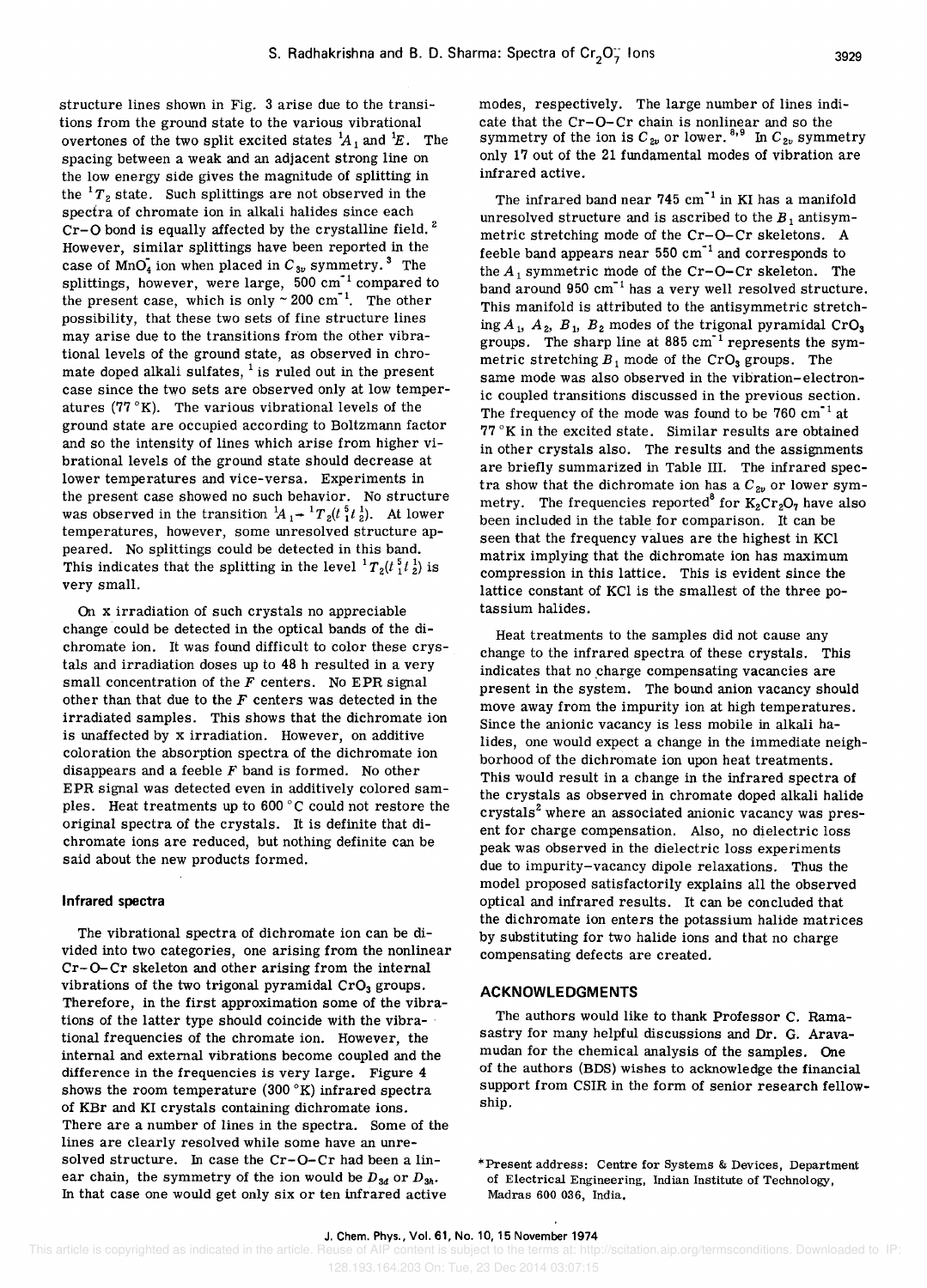structure lines shown in Fig. 3 arise due to the transitions from the ground state to the various vibrational overtones of the two split excited states ${}^1A_1$ and ${}^1E$. The spacing between a weak and an adjacent strong line on the low energy side gives the magnitude of splitting in the ${}^1T_2$ state. Such splittings are not observed in the spectra of chromate ion in alkali halides since each Cr–O bond is equally affected by the crystalline field.[2] However, similar splittings have been reported in the case of $MnO_4^-$ ion when placed in $C_{3v}$ symmetry.[3] The splittings, however, were large, 500 $cm^{-1}$ compared to the present case, which is only ~ 200 $cm^{-1}$. The other possibility, that these two sets of fine structure lines may arise due to the transitions from the other vibrational levels of the ground state, as observed in chromate doped alkali sulfates,[1] is ruled out in the present case since the two sets are observed only at low temperatures (77 °K). The various vibrational levels of the ground state are occupied according to Boltzmann factor and so the intensity of lines which arise from higher vibrational levels of the ground state should decrease at lower temperatures and vice-versa. Experiments in the present case showed no such behavior. No structure was observed in the transition ${}^1A_1 - {}^1T_2(t_1^5 t_2^1)$. At lower temperatures, however, some unresolved structure appeared. No splittings could be detected in this band. This indicates that the splitting in the level ${}^1T_2(t_1^5 t_2^1)$ is very small.

On x irradiation of such crystals no appreciable change could be detected in the optical bands of the dichromate ion. It was found difficult to color these crystals and irradiation doses up to 48 h resulted in a very small concentration of the $F$ centers. No EPR signal other than that due to the $F$ centers was detected in the irradiated samples. This shows that the dichromate ion is unaffected by x irradiation. However, on additive coloration the absorption spectra of the dichromate ion disappears and a feeble $F$ band is formed. No other EPR signal was detected even in additively colored samples. Heat treatments up to 600 °C could not restore the original spectra of the crystals. It is definite that dichromate ions are reduced, but nothing definite can be said about the new products formed.

### Infrared spectra

The vibrational spectra of dichromate ion can be divided into two categories, one arising from the nonlinear Cr–O–Cr skeleton and other arising from the internal vibrations of the two trigonal pyramidal $CrO_3$ groups. Therefore, in the first approximation some of the vibrations of the latter type should coincide with the vibrational frequencies of the chromate ion. However, the internal and external vibrations become coupled and the difference in the frequencies is very large. Figure 4 shows the room temperature (300 °K) infrared spectra of KBr and KI crystals containing dichromate ions. There are a number of lines in the spectra. Some of the lines are clearly resolved while some have an unresolved structure. In case the Cr–O–Cr had been a linear chain, the symmetry of the ion would be $D_{3d}$ or $D_{3h}$. In that case one would get only six or ten infrared active modes, respectively. The large number of lines indicate that the Cr–O–Cr chain is nonlinear and so the symmetry of the ion is $C_{2v}$ or lower.[8,9] In $C_{2v}$ symmetry only 17 out of the 21 fundamental modes of vibration are infrared active.

The infrared band near 745 $cm^{-1}$ in KI has a manifold unresolved structure and is ascribed to the $B_1$ antisymmetric stretching mode of the Cr–O–Cr skeletons. A feeble band appears near 550 $cm^{-1}$ and corresponds to the $A_1$ symmetric mode of the Cr–O–Cr skeleton. The band around 950 $cm^{-1}$ has a very well resolved structure. This manifold is attributed to the antisymmetric stretching $A_1$, $A_2$, $B_1$, $B_2$ modes of the trigonal pyramidal $CrO_3$ groups. The sharp line at 885 $cm^{-1}$ represents the symmetric stretching $B_1$ mode of the $CrO_3$ groups. The same mode was also observed in the vibration–electronic coupled transitions discussed in the previous section. The frequency of the mode was found to be 760 $cm^{-1}$ at 77 °K in the excited state. Similar results are obtained in other crystals also. The results and the assignments are briefly summarized in Table III. The infrared spectra show that the dichromate ion has a $C_{2v}$ or lower symmetry. The frequencies reported[8] for $K_2Cr_2O_7$ have also been included in the table for comparison. It can be seen that the frequency values are the highest in KCl matrix implying that the dichromate ion has maximum compression in this lattice. This is evident since the lattice constant of KCl is the smallest of the three potassium halides.

Heat treatments to the samples did not cause any change to the infrared spectra of these crystals. This indicates that no charge compensating vacancies are present in the system. The bound anion vacancy should move away from the impurity ion at high temperatures. Since the anionic vacancy is less mobile in alkali halides, one would expect a change in the immediate neighborhood of the dichromate ion upon heat treatments. This would result in a change in the infrared spectra of the crystals as observed in chromate doped alkali halide crystals[2] where an associated anionic vacancy was present for charge compensation. Also, no dielectric loss peak was observed in the dielectric loss experiments due to impurity–vacancy dipole relaxations. Thus the model proposed satisfactorily explains all the observed optical and infrared results. It can be concluded that the dichromate ion enters the potassium halide matrices by substituting for two halide ions and that no charge compensating defects are created.

## ACKNOWLEDGMENTS

The authors would like to thank Professor C. Ramasastry for many helpful discussions and Dr. G. Aravamudan for the chemical analysis of the samples. One of the authors (BDS) wishes to acknowledge the financial support from CSIR in the form of senior research fellowship.

*Present address: Centre for Systems & Devices, Department of Electrical Engineering, Indian Institute of Technology, Madras 600 036, India.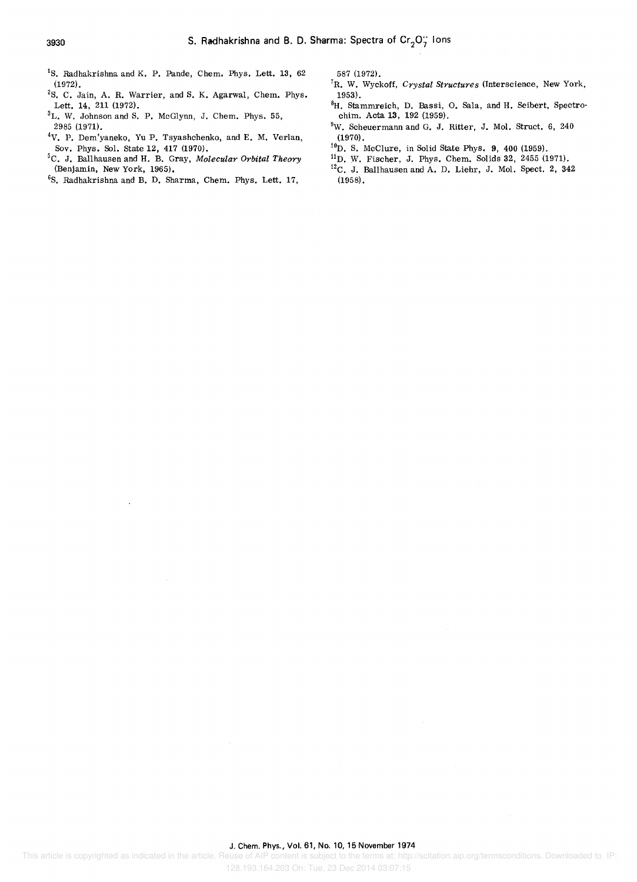[1] S. Radhakrishna and K. P. Pande, Chem. Phys. Lett. 13, 62 (1972).

[2] S. C. Jain, A. R. Warrier, and S. K. Agarwal, Chem. Phys. Lett. 14, 211 (1972).

[3] L. W. Johnson and S. P. McGlynn, J. Chem. Phys. 55, 2985 (1971).

[4] V. P. Dem'yaneko, Yu P. Tsyashchenko, and E. M. Verlan, Sov. Phys. Sol. State 12, 417 (1970).

[5] C. J. Ballhausen and H. B. Gray, *Molecular Orbital Theory* (Benjamin, New York, 1965).

[6] S. Radhakrishna and B. D. Sharma, Chem. Phys. Lett. 17, 587 (1972).

[7] R. W. Wyckoff, *Crystal Structures* (Interscience, New York, 1953).

[8] H. Stammreich, D. Bassi, O. Sala, and H. Seibert, Spectrochim. Acta 13, 192 (1959).

[9] W. Scheuermann and G. J. Ritter, J. Mol. Struct. 6, 240 (1970).

[10] D. S. McClure, in Solid State Phys. 9, 400 (1959).

[11] D. W. Fischer, J. Phys. Chem. Solids 32, 2455 (1971).

[12] C. J. Ballhausen and A. D. Liehr, J. Mol. Spect. 2, 342 (1958).